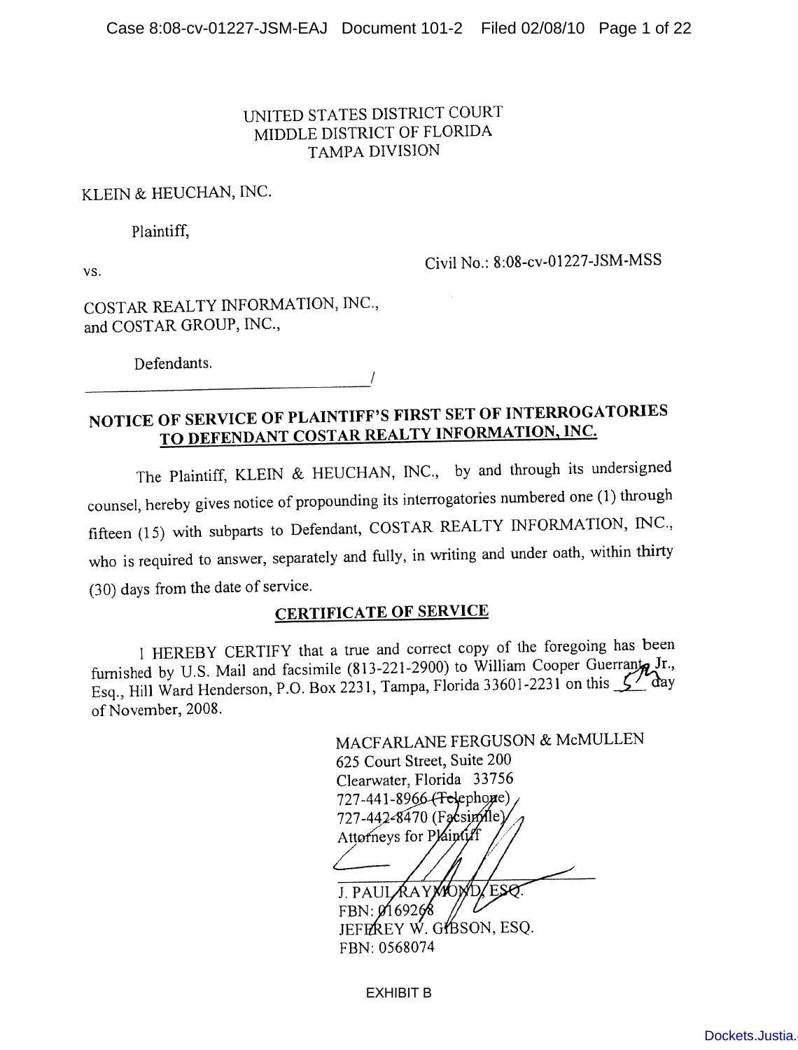UNITED STATES DISTRICT COURT
MIDDLE DISTRICT OF FLORIDA
TAMPA DIVISION

KLEIN & HEUCHAN, INC.

Plaintiff,

vs. Civil No.: 8:08-cv-01227-JSM-MSS

COSTAR REALTY INFORMATION, INC.,
and COSTAR GROUP, INC.,

Defendants.
_______________________________________/

## NOTICE OF SERVICE OF PLAINTIFF'S FIRST SET OF INTERROGATORIES TO DEFENDANT COSTAR REALTY INFORMATION, INC.

The Plaintiff, KLEIN & HEUCHAN, INC., by and through its undersigned counsel, hereby gives notice of propounding its interrogatories numbered one (1) through fifteen (15) with subparts to Defendant, COSTAR REALTY INFORMATION, INC., who is required to answer, separately and fully, in writing and under oath, within thirty (30) days from the date of service.

## CERTIFICATE OF SERVICE

I HEREBY CERTIFY that a true and correct copy of the foregoing has been furnished by U.S. Mail and facsimile (813-221-2900) to William Cooper Guerrant, Jr., Esq., Hill Ward Henderson, P.O. Box 2231, Tampa, Florida 33601-2231 on this 5th day of November, 2008.

MACFARLANE FERGUSON & McMULLEN
625 Court Street, Suite 200
Clearwater, Florida 33756
727-441-8966 (Telephone)
727-442-8470 (Facsimile)
Attorneys for Plaintiff

_______________________________
J. PAUL RAYMOND, ESQ.
FBN: 0169268
JEFFREY W. GIBSON, ESQ.
FBN: 0568074

EXHIBIT B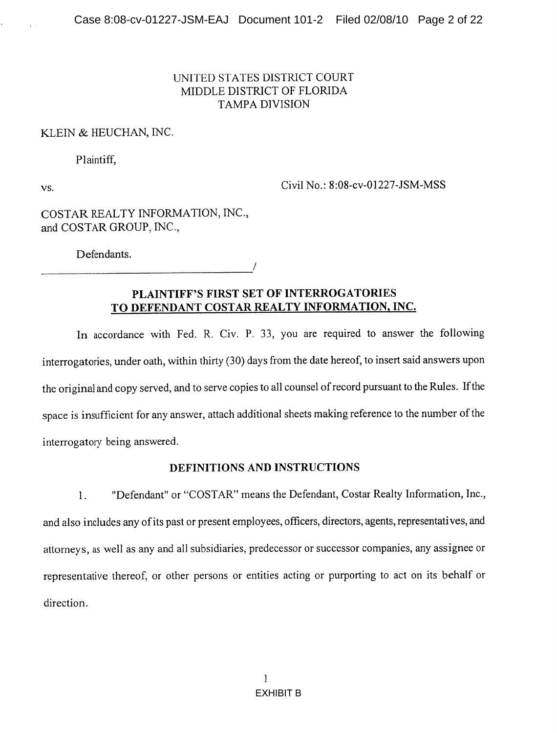UNITED STATES DISTRICT COURT
MIDDLE DISTRICT OF FLORIDA
TAMPA DIVISION

KLEIN & HEUCHAN, INC.

Plaintiff,

vs. Civil No.: 8:08-cv-01227-JSM-MSS

COSTAR REALTY INFORMATION, INC.,
and COSTAR GROUP, INC.,

Defendants.
_______________________________________/

**PLAINTIFF'S FIRST SET OF INTERROGATORIES**
**TO DEFENDANT COSTAR REALTY INFORMATION, INC.**

In accordance with Fed. R. Civ. P. 33, you are required to answer the following interrogatories, under oath, within thirty (30) days from the date hereof, to insert said answers upon the original and copy served, and to serve copies to all counsel of record pursuant to the Rules. If the space is insufficient for any answer, attach additional sheets making reference to the number of the interrogatory being answered.

**DEFINITIONS AND INSTRUCTIONS**

1. "Defendant" or "COSTAR" means the Defendant, Costar Realty Information, Inc., and also includes any of its past or present employees, officers, directors, agents, representatives, and attorneys, as well as any and all subsidiaries, predecessor or successor companies, any assignee or representative thereof, or other persons or entities acting or purporting to act on its behalf or direction.

EXHIBIT B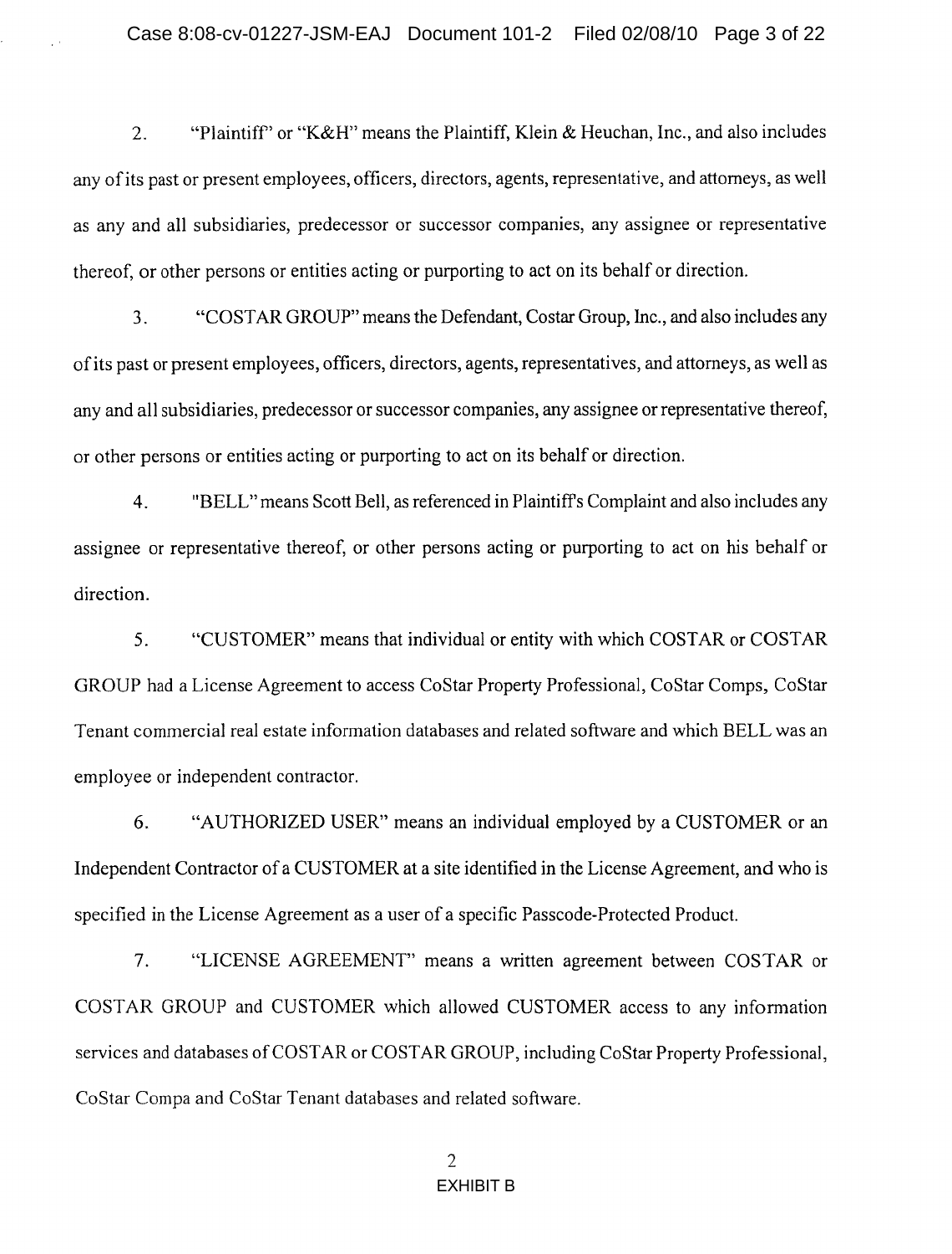2. "Plaintiff" or "K&H" means the Plaintiff, Klein & Heuchan, Inc., and also includes any of its past or present employees, officers, directors, agents, representative, and attorneys, as well as any and all subsidiaries, predecessor or successor companies, any assignee or representative thereof, or other persons or entities acting or purporting to act on its behalf or direction.

3. "COSTAR GROUP" means the Defendant, Costar Group, Inc., and also includes any of its past or present employees, officers, directors, agents, representatives, and attorneys, as well as any and all subsidiaries, predecessor or successor companies, any assignee or representative thereof, or other persons or entities acting or purporting to act on its behalf or direction.

4. "BELL" means Scott Bell, as referenced in Plaintiff's Complaint and also includes any assignee or representative thereof, or other persons acting or purporting to act on his behalf or direction.

5. "CUSTOMER" means that individual or entity with which COSTAR or COSTAR GROUP had a License Agreement to access CoStar Property Professional, CoStar Comps, CoStar Tenant commercial real estate information databases and related software and which BELL was an employee or independent contractor.

6. "AUTHORIZED USER" means an individual employed by a CUSTOMER or an Independent Contractor of a CUSTOMER at a site identified in the License Agreement, and who is specified in the License Agreement as a user of a specific Passcode-Protected Product.

7. "LICENSE AGREEMENT" means a written agreement between COSTAR or COSTAR GROUP and CUSTOMER which allowed CUSTOMER access to any information services and databases of COSTAR or COSTAR GROUP, including CoStar Property Professional, CoStar Compa and CoStar Tenant databases and related software.

EXHIBIT B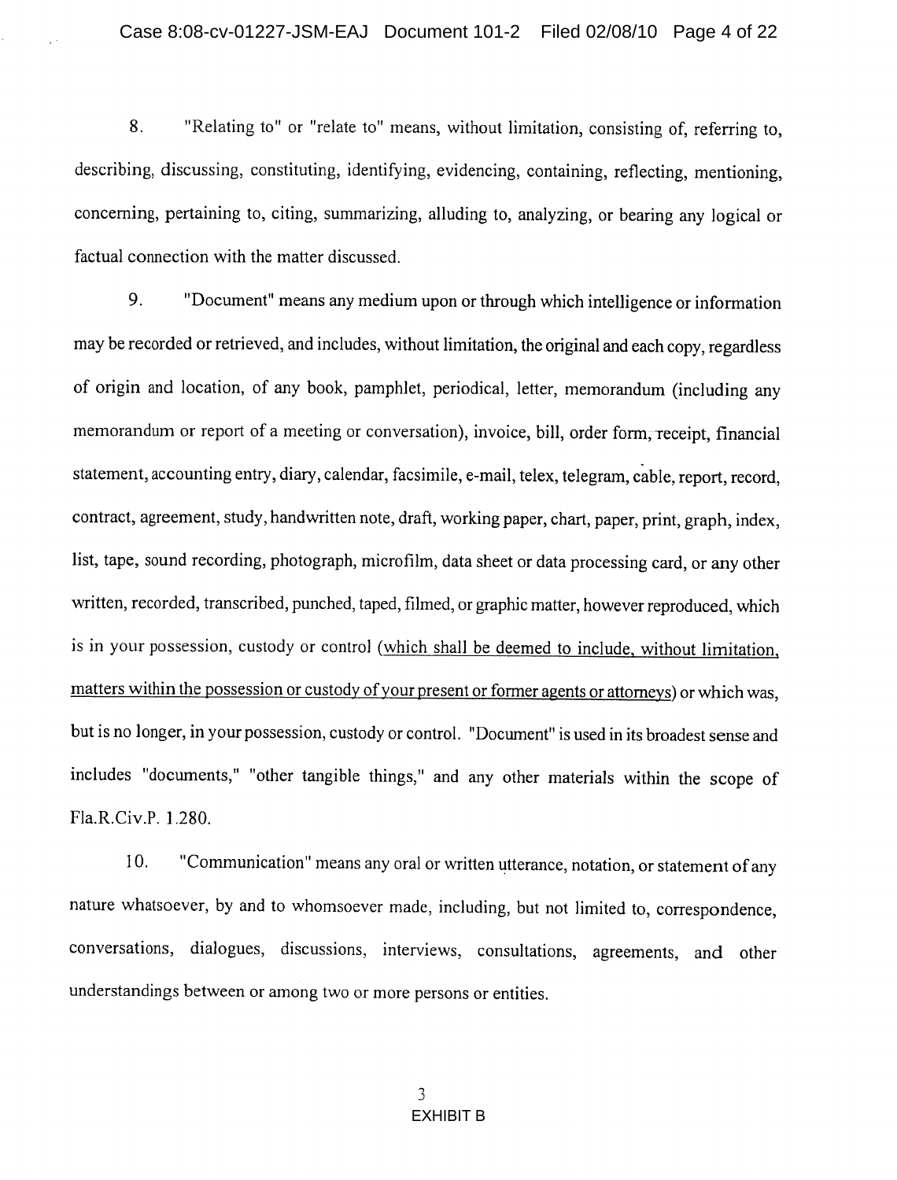8. "Relating to" or "relate to" means, without limitation, consisting of, referring to, describing, discussing, constituting, identifying, evidencing, containing, reflecting, mentioning, concerning, pertaining to, citing, summarizing, alluding to, analyzing, or bearing any logical or factual connection with the matter discussed.

9. "Document" means any medium upon or through which intelligence or information may be recorded or retrieved, and includes, without limitation, the original and each copy, regardless of origin and location, of any book, pamphlet, periodical, letter, memorandum (including any memorandum or report of a meeting or conversation), invoice, bill, order form, receipt, financial statement, accounting entry, diary, calendar, facsimile, e-mail, telex, telegram, cable, report, record, contract, agreement, study, handwritten note, draft, working paper, chart, paper, print, graph, index, list, tape, sound recording, photograph, microfilm, data sheet or data processing card, or any other written, recorded, transcribed, punched, taped, filmed, or graphic matter, however reproduced, which is in your possession, custody or control <u>(which shall be deemed to include, without limitation, matters within the possession or custody of your present or former agents or attorneys)</u> or which was, but is no longer, in your possession, custody or control. "Document" is used in its broadest sense and includes "documents," "other tangible things," and any other materials within the scope of Fla.R.Civ.P. 1.280.

10. "Communication" means any oral or written utterance, notation, or statement of any nature whatsoever, by and to whomsoever made, including, but not limited to, correspondence, conversations, dialogues, discussions, interviews, consultations, agreements, and other understandings between or among two or more persons or entities.

EXHIBIT B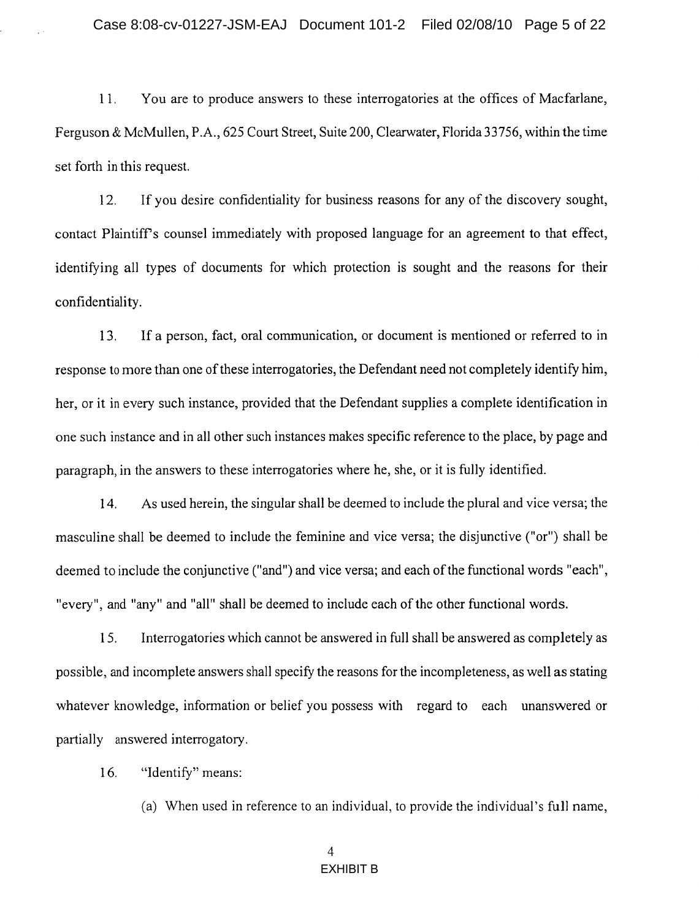11. You are to produce answers to these interrogatories at the offices of Macfarlane, Ferguson & McMullen, P.A., 625 Court Street, Suite 200, Clearwater, Florida 33756, within the time set forth in this request.

12. If you desire confidentiality for business reasons for any of the discovery sought, contact Plaintiff's counsel immediately with proposed language for an agreement to that effect, identifying all types of documents for which protection is sought and the reasons for their confidentiality.

13. If a person, fact, oral communication, or document is mentioned or referred to in response to more than one of these interrogatories, the Defendant need not completely identify him, her, or it in every such instance, provided that the Defendant supplies a complete identification in one such instance and in all other such instances makes specific reference to the place, by page and paragraph, in the answers to these interrogatories where he, she, or it is fully identified.

14. As used herein, the singular shall be deemed to include the plural and vice versa; the masculine shall be deemed to include the feminine and vice versa; the disjunctive ("or") shall be deemed to include the conjunctive ("and") and vice versa; and each of the functional words "each", "every", and "any" and "all" shall be deemed to include each of the other functional words.

15. Interrogatories which cannot be answered in full shall be answered as completely as possible, and incomplete answers shall specify the reasons for the incompleteness, as well as stating whatever knowledge, information or belief you possess with regard to each unanswered or partially answered interrogatory.

16. "Identify" means:

(a) When used in reference to an individual, to provide the individual's full name,

EXHIBIT B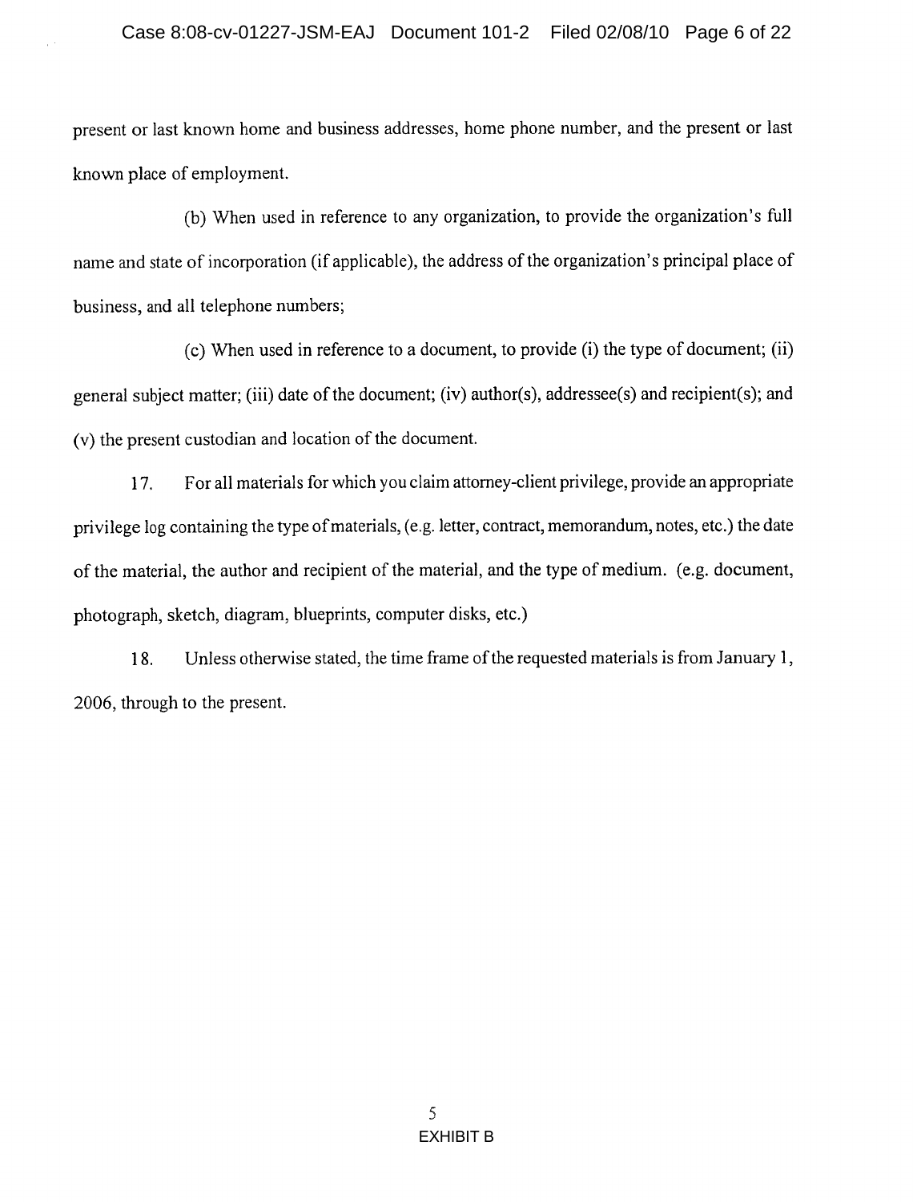present or last known home and business addresses, home phone number, and the present or last known place of employment.

(b) When used in reference to any organization, to provide the organization's full name and state of incorporation (if applicable), the address of the organization's principal place of business, and all telephone numbers;

(c) When used in reference to a document, to provide (i) the type of document; (ii) general subject matter; (iii) date of the document; (iv) author(s), addressee(s) and recipient(s); and (v) the present custodian and location of the document.

17. For all materials for which you claim attorney-client privilege, provide an appropriate privilege log containing the type of materials, (e.g. letter, contract, memorandum, notes, etc.) the date of the material, the author and recipient of the material, and the type of medium. (e.g. document, photograph, sketch, diagram, blueprints, computer disks, etc.)

18. Unless otherwise stated, the time frame of the requested materials is from January 1, 2006, through to the present.

EXHIBIT B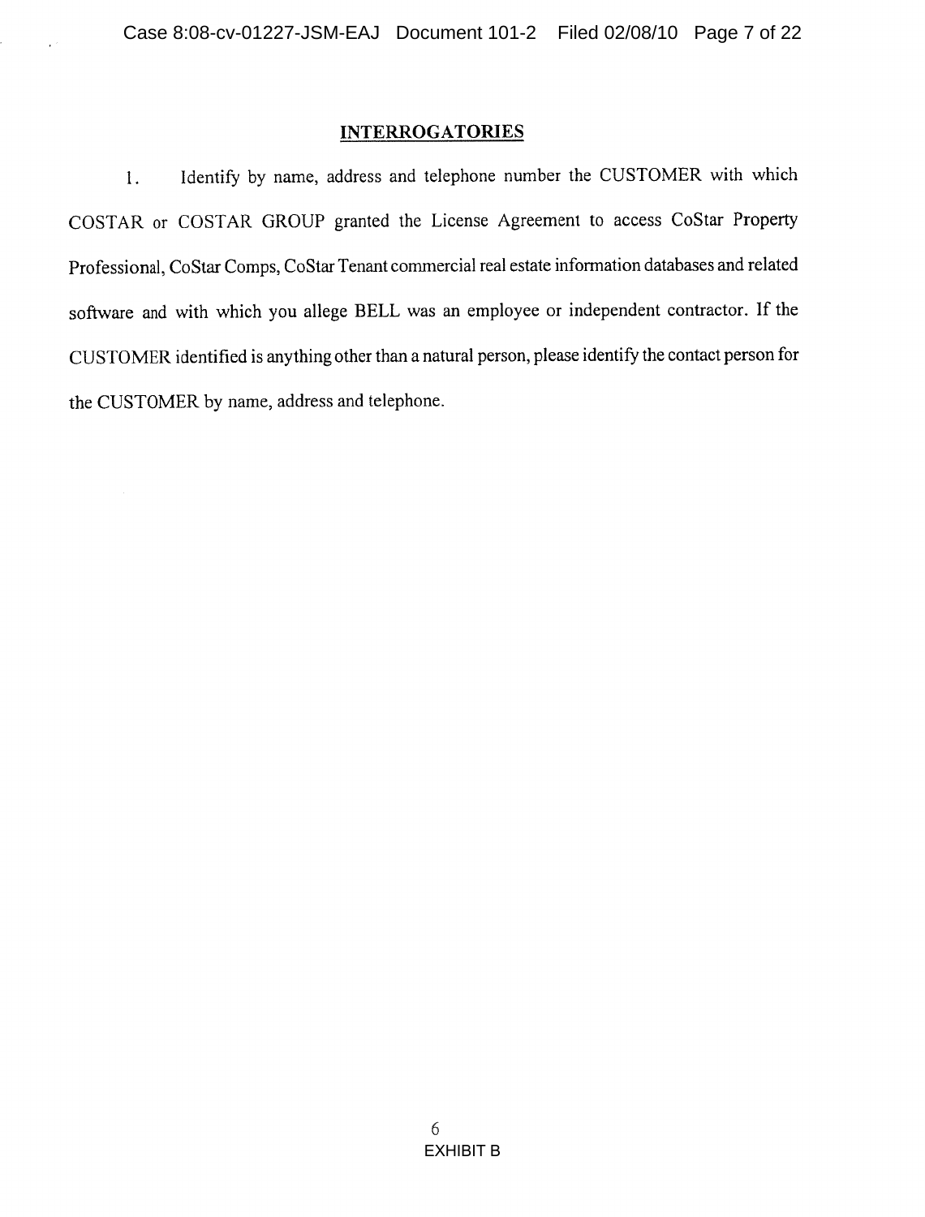## INTERROGATORIES

1. Identify by name, address and telephone number the CUSTOMER with which COSTAR or COSTAR GROUP granted the License Agreement to access CoStar Property Professional, CoStar Comps, CoStar Tenant commercial real estate information databases and related software and with which you allege BELL was an employee or independent contractor. If the CUSTOMER identified is anything other than a natural person, please identify the contact person for the CUSTOMER by name, address and telephone.

EXHIBIT B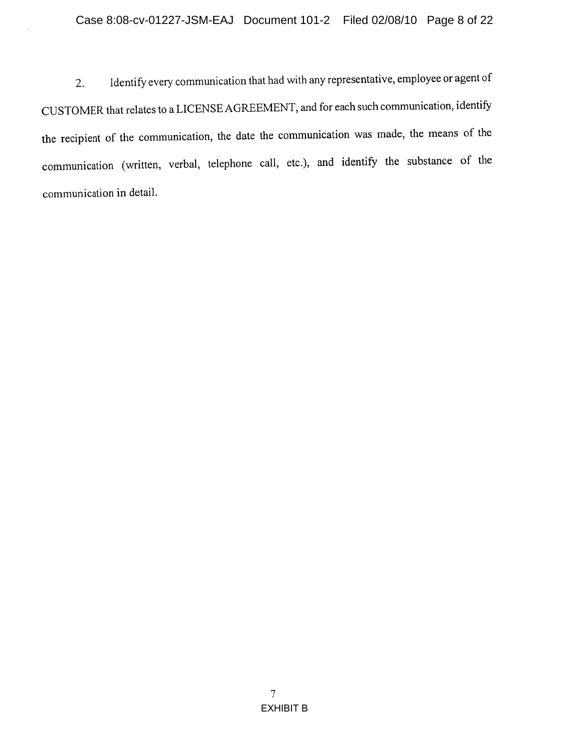2. Identify every communication that had with any representative, employee or agent of CUSTOMER that relates to a LICENSE AGREEMENT, and for each such communication, identify the recipient of the communication, the date the communication was made, the means of the communication (written, verbal, telephone call, etc.), and identify the substance of the communication in detail.

EXHIBIT B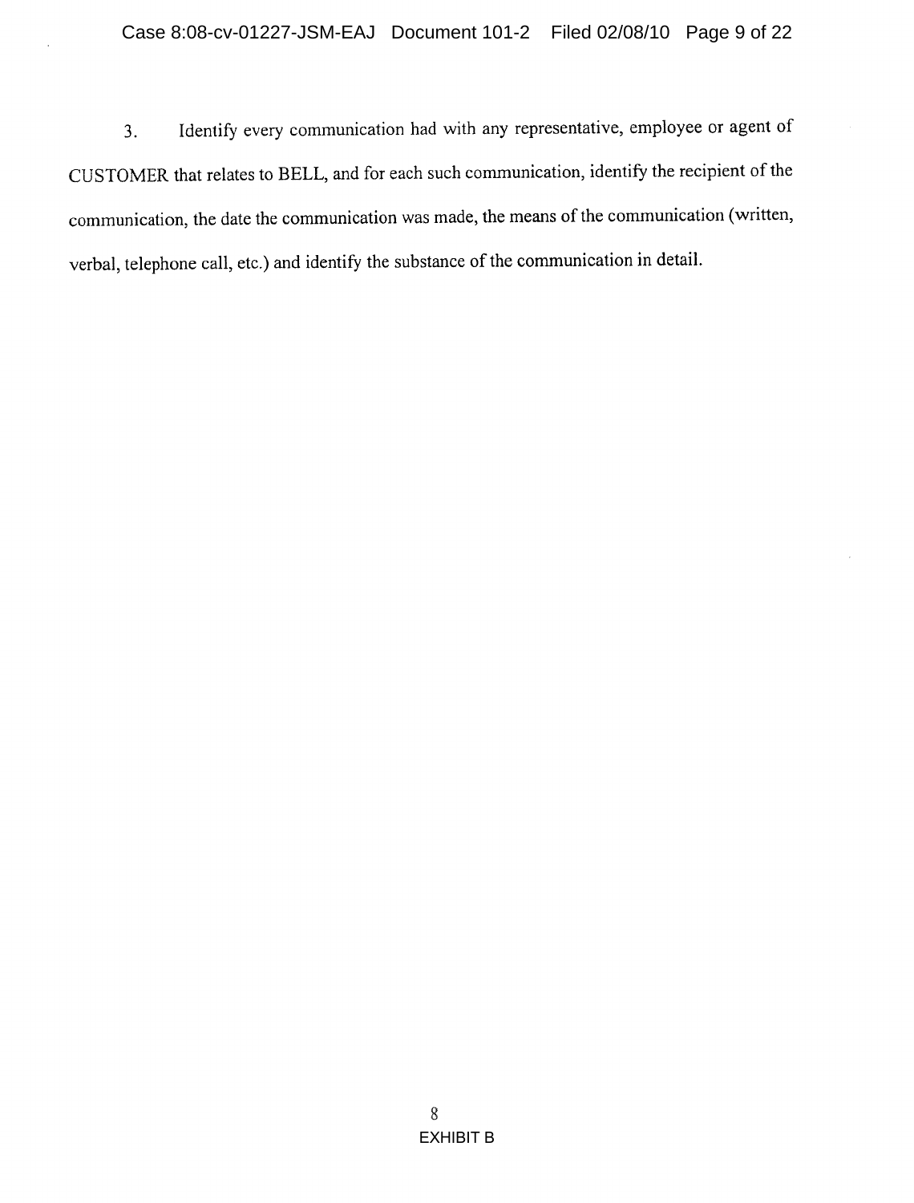3. Identify every communication had with any representative, employee or agent of CUSTOMER that relates to BELL, and for each such communication, identify the recipient of the communication, the date the communication was made, the means of the communication (written, verbal, telephone call, etc.) and identify the substance of the communication in detail.

EXHIBIT B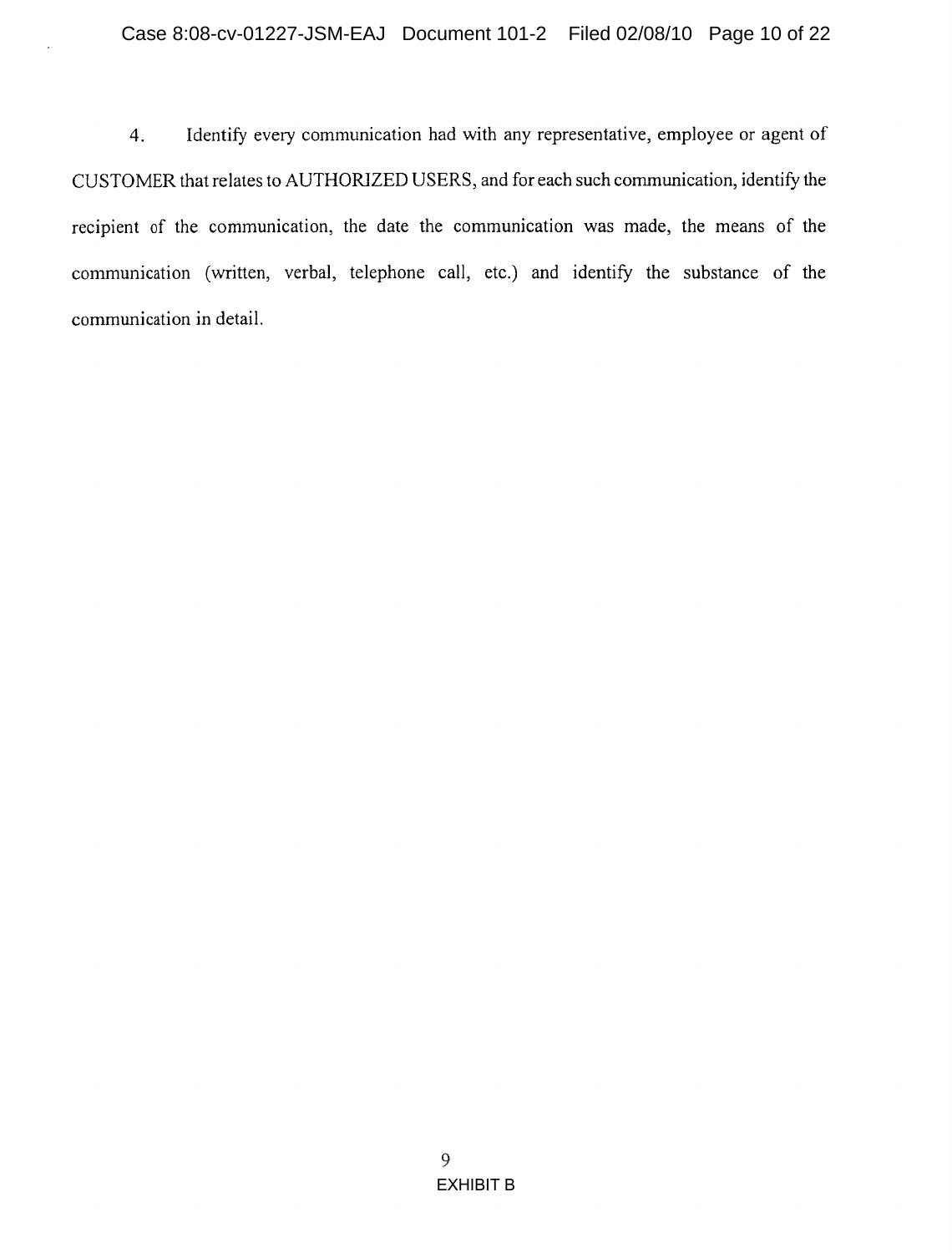4. Identify every communication had with any representative, employee or agent of CUSTOMER that relates to AUTHORIZED USERS, and for each such communication, identify the recipient of the communication, the date the communication was made, the means of the communication (written, verbal, telephone call, etc.) and identify the substance of the communication in detail.

EXHIBIT B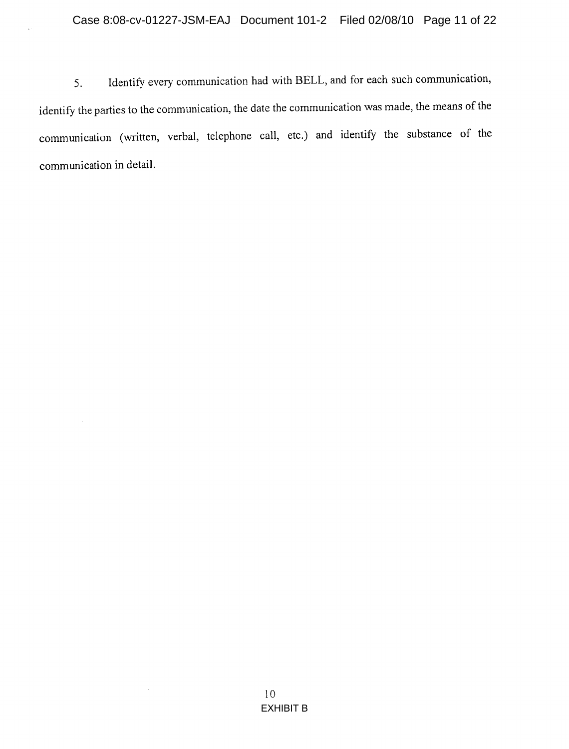5. Identify every communication had with BELL, and for each such communication, identify the parties to the communication, the date the communication was made, the means of the communication (written, verbal, telephone call, etc.) and identify the substance of the communication in detail.

EXHIBIT B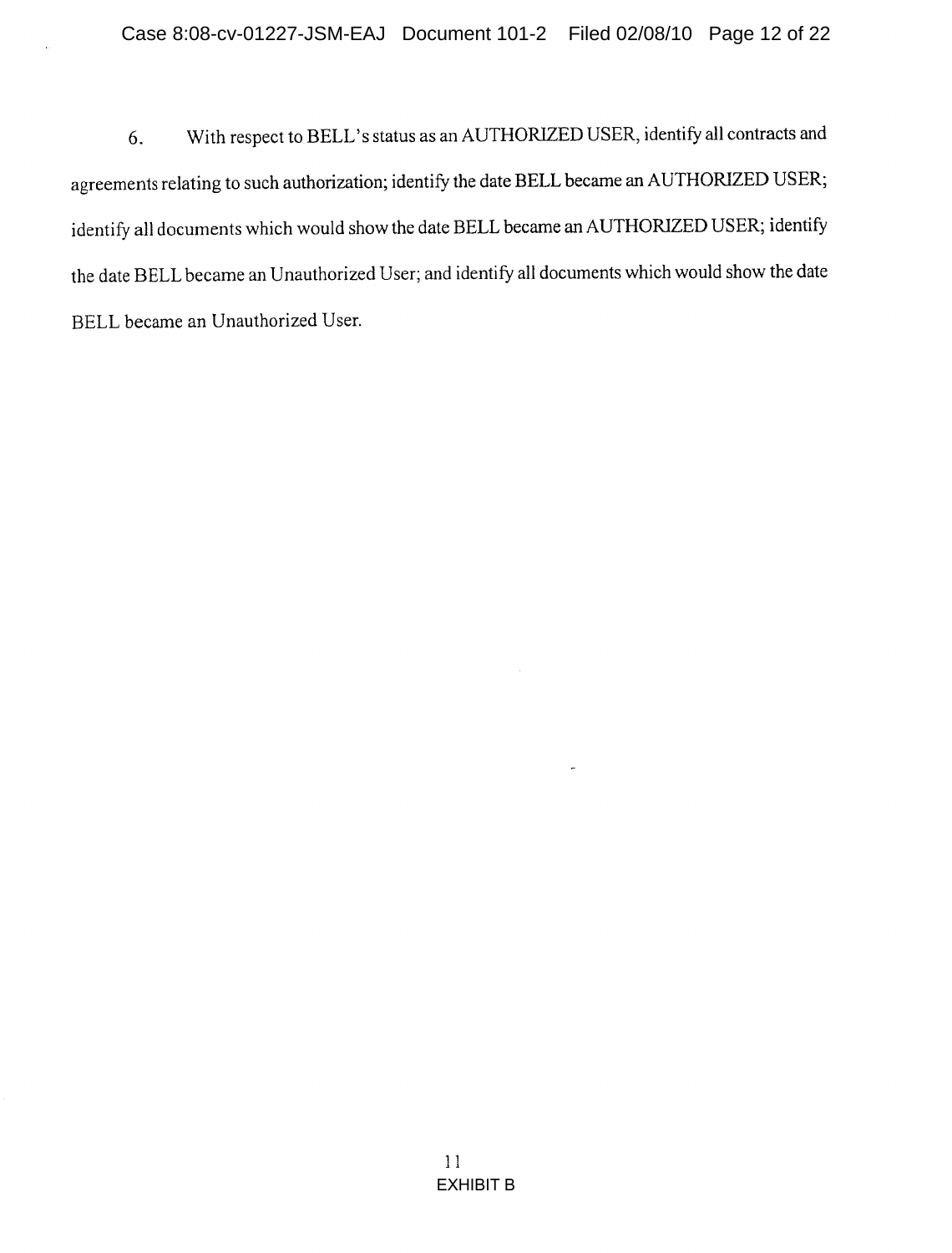6. With respect to BELL's status as an AUTHORIZED USER, identify all contracts and agreements relating to such authorization; identify the date BELL became an AUTHORIZED USER; identify all documents which would show the date BELL became an AUTHORIZED USER; identify the date BELL became an Unauthorized User; and identify all documents which would show the date BELL became an Unauthorized User.

EXHIBIT B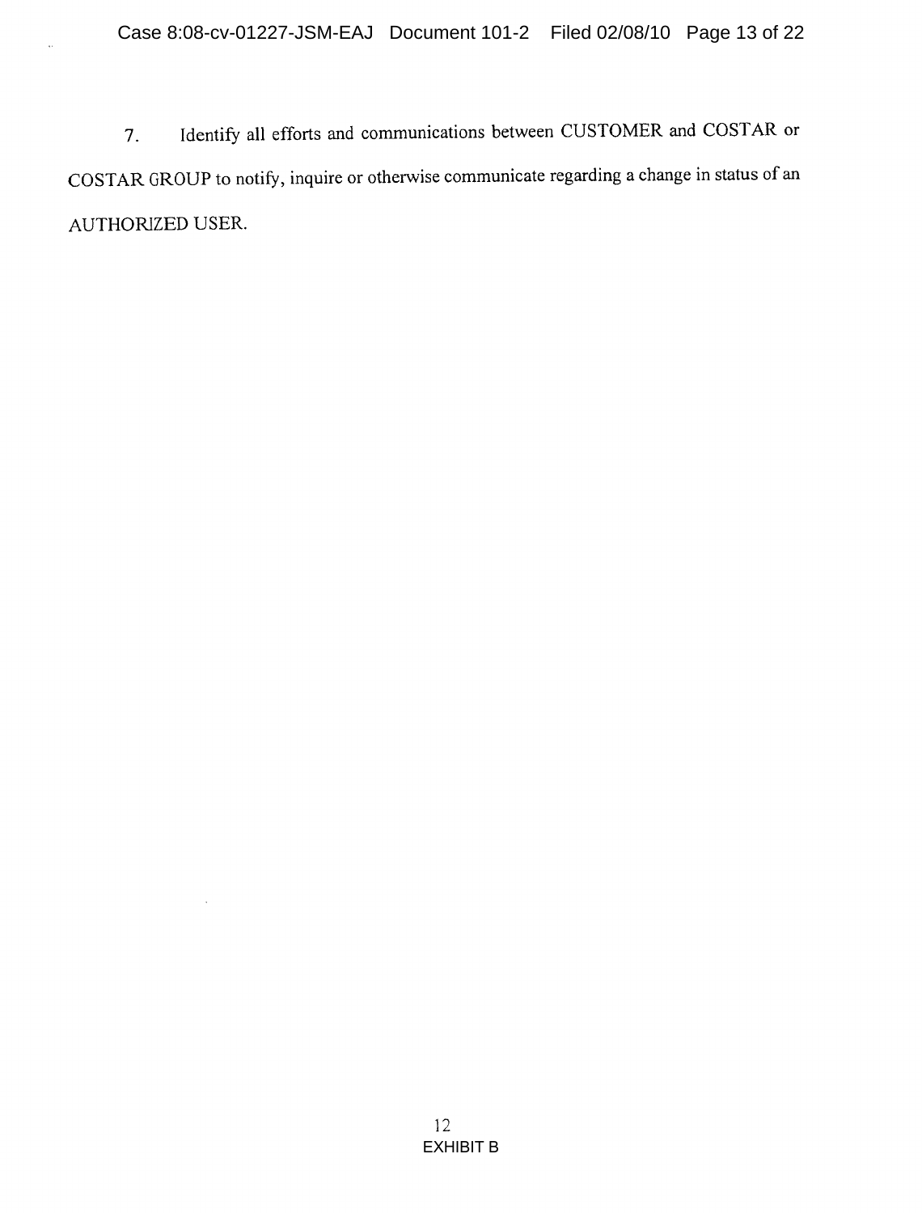7. Identify all efforts and communications between CUSTOMER and COSTAR or COSTAR GROUP to notify, inquire or otherwise communicate regarding a change in status of an AUTHORIZED USER.

EXHIBIT B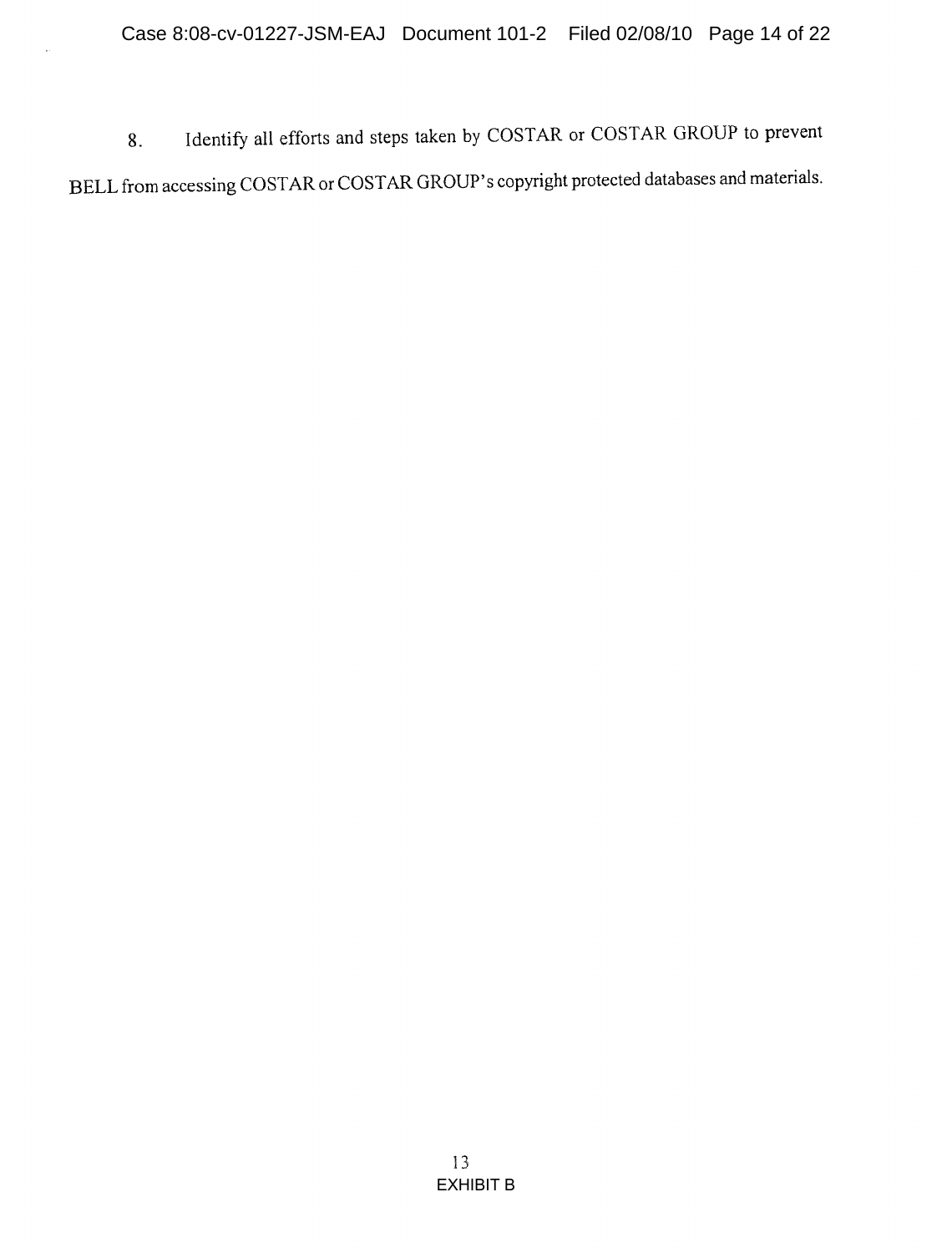8. Identify all efforts and steps taken by COSTAR or COSTAR GROUP to prevent BELL from accessing COSTAR or COSTAR GROUP's copyright protected databases and materials.

EXHIBIT B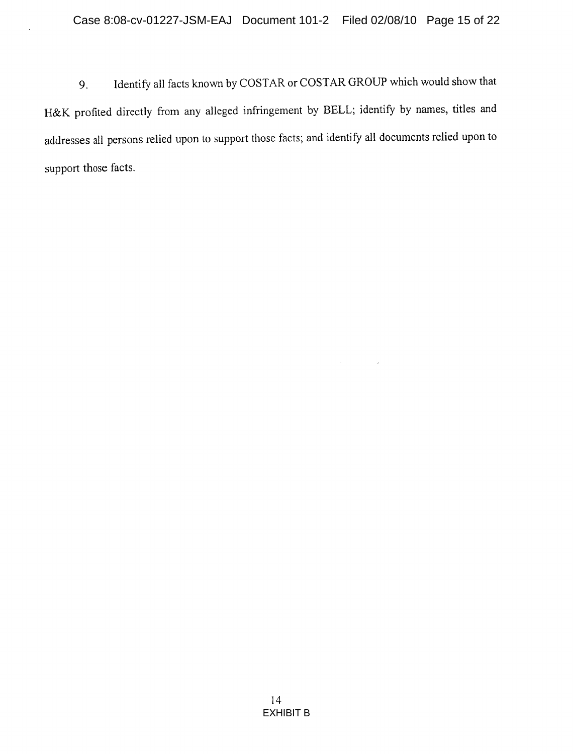9. Identify all facts known by COSTAR or COSTAR GROUP which would show that H&K profited directly from any alleged infringement by BELL; identify by names, titles and addresses all persons relied upon to support those facts; and identify all documents relied upon to support those facts.

EXHIBIT B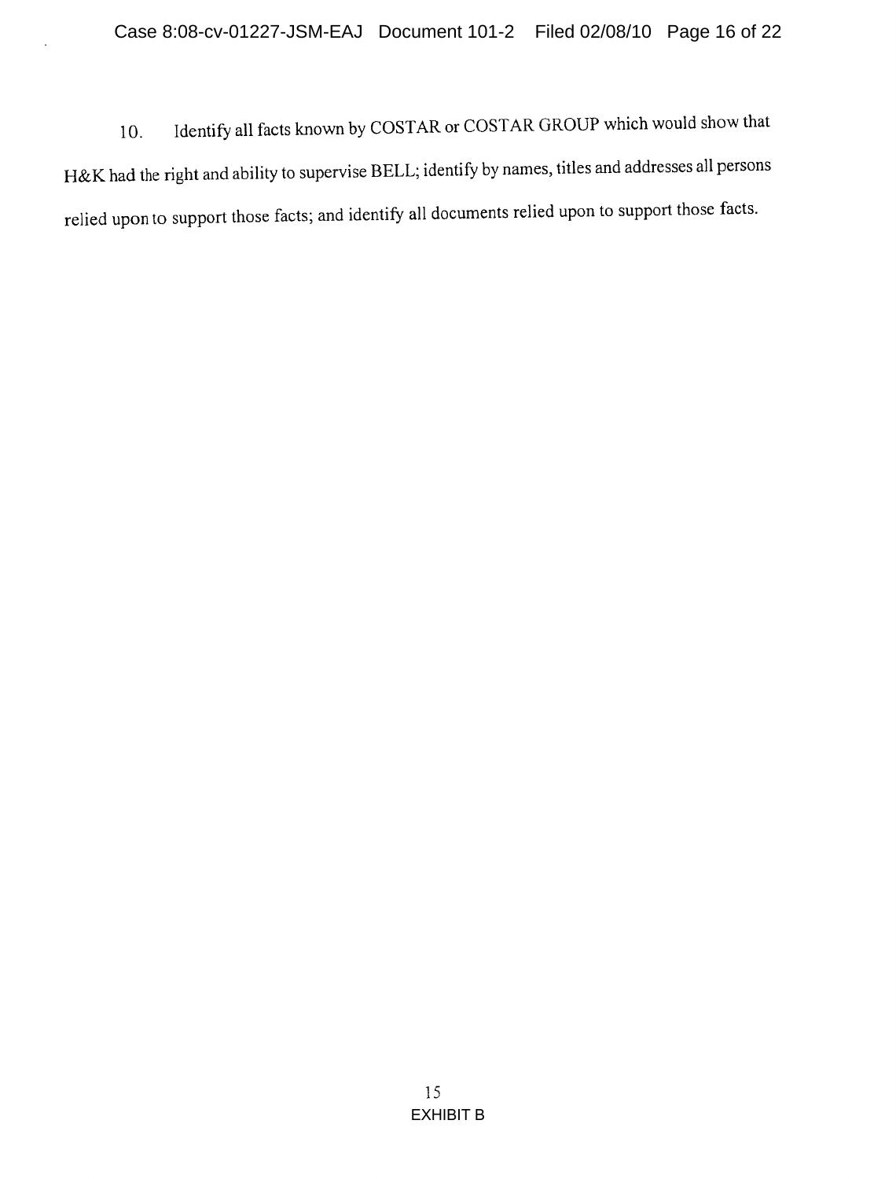10. Identify all facts known by COSTAR or COSTAR GROUP which would show that H&K had the right and ability to supervise BELL; identify by names, titles and addresses all persons relied upon to support those facts; and identify all documents relied upon to support those facts.

EXHIBIT B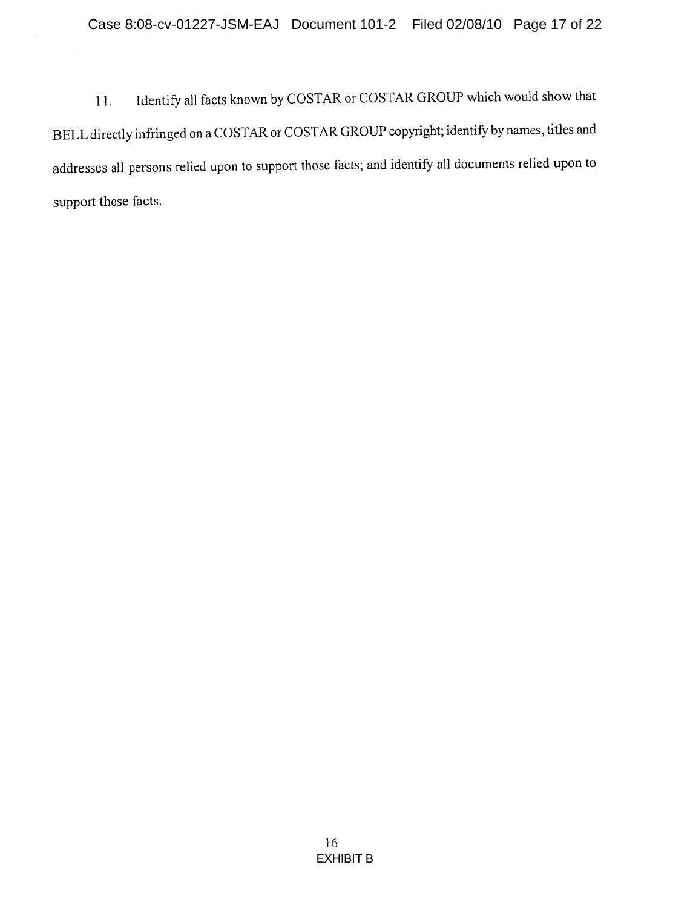11. Identify all facts known by COSTAR or COSTAR GROUP which would show that BELL directly infringed on a COSTAR or COSTAR GROUP copyright; identify by names, titles and addresses all persons relied upon to support those facts; and identify all documents relied upon to support those facts.

EXHIBIT B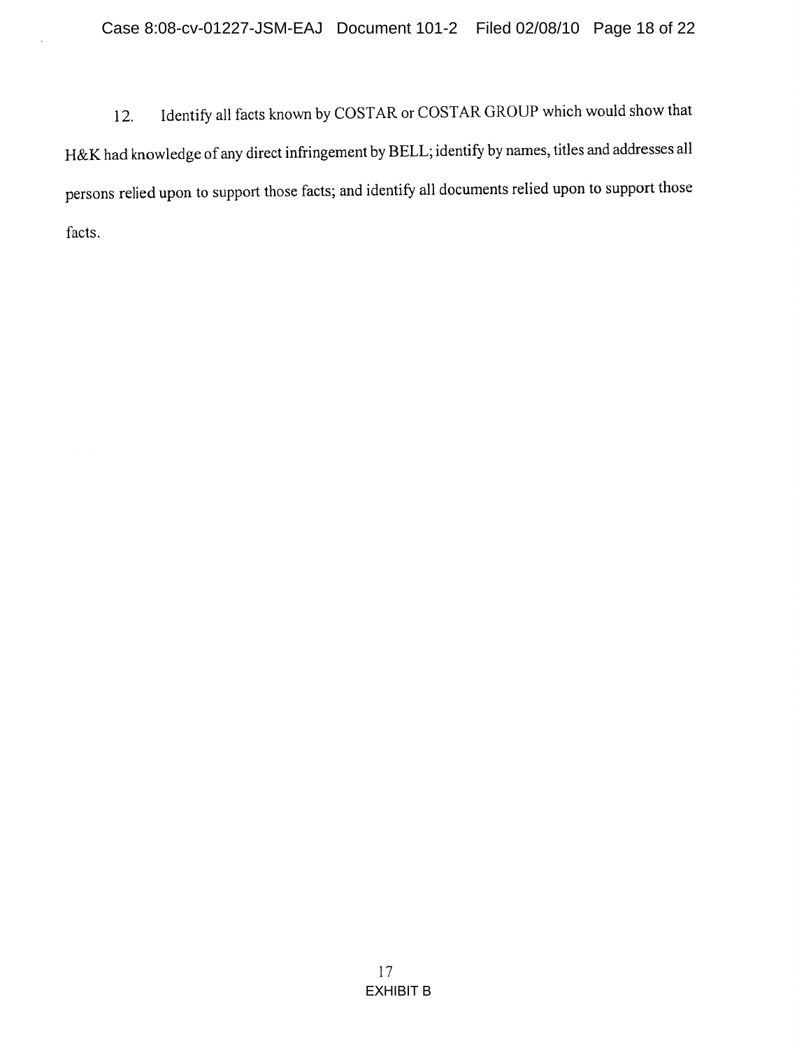12. Identify all facts known by COSTAR or COSTAR GROUP which would show that H&K had knowledge of any direct infringement by BELL; identify by names, titles and addresses all persons relied upon to support those facts; and identify all documents relied upon to support those facts.

EXHIBIT B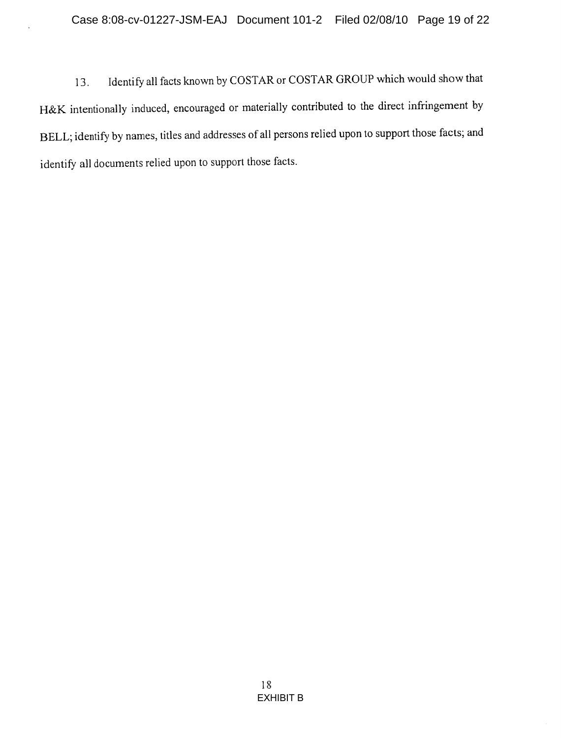13. Identify all facts known by COSTAR or COSTAR GROUP which would show that H&K intentionally induced, encouraged or materially contributed to the direct infringement by BELL; identify by names, titles and addresses of all persons relied upon to support those facts; and identify all documents relied upon to support those facts.

EXHIBIT B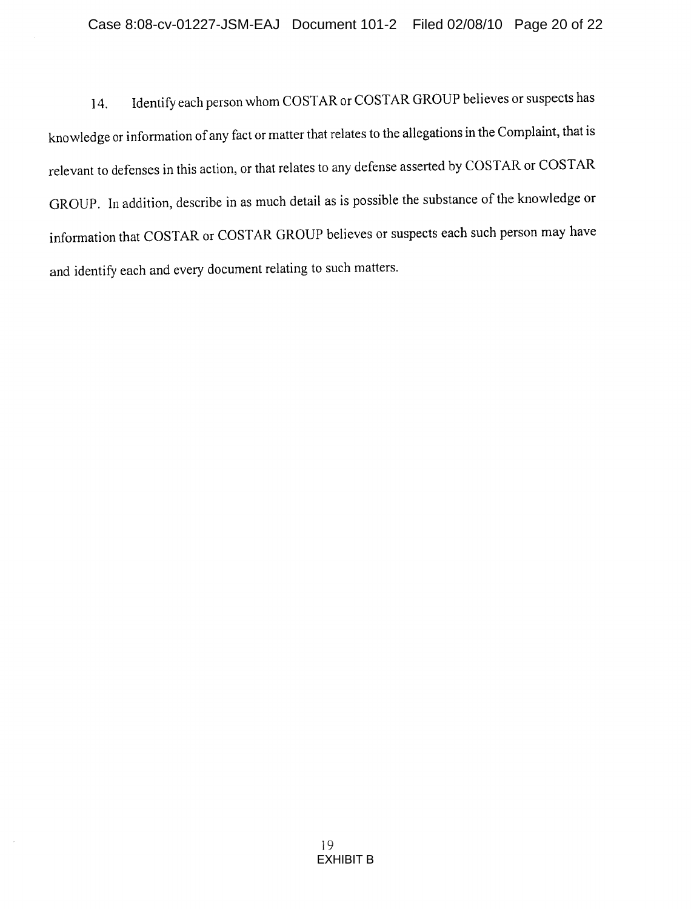14. Identify each person whom COSTAR or COSTAR GROUP believes or suspects has knowledge or information of any fact or matter that relates to the allegations in the Complaint, that is relevant to defenses in this action, or that relates to any defense asserted by COSTAR or COSTAR GROUP. In addition, describe in as much detail as is possible the substance of the knowledge or information that COSTAR or COSTAR GROUP believes or suspects each such person may have and identify each and every document relating to such matters.

EXHIBIT B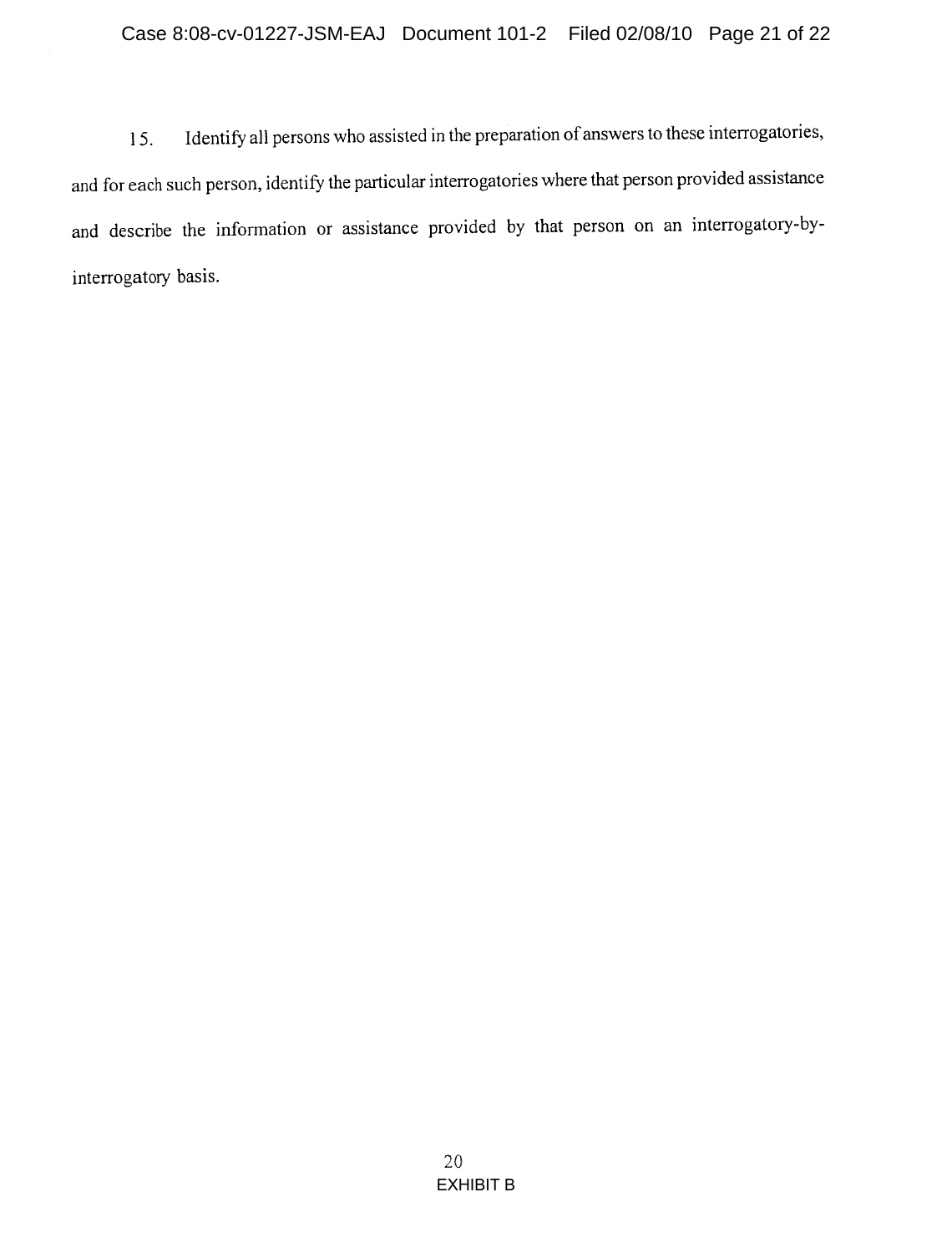15. Identify all persons who assisted in the preparation of answers to these interrogatories, and for each such person, identify the particular interrogatories where that person provided assistance and describe the information or assistance provided by that person on an interrogatory-by-interrogatory basis.

EXHIBIT B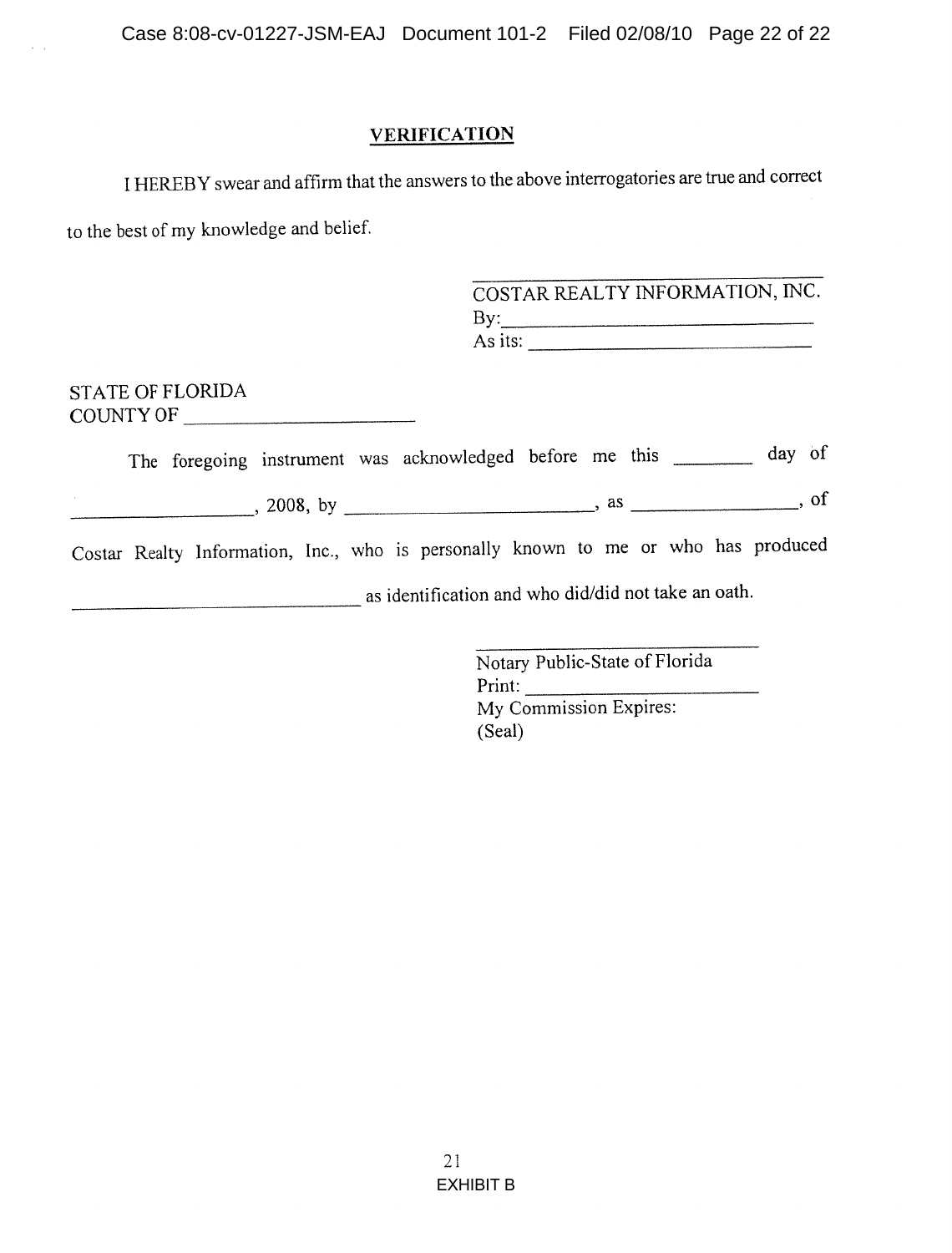## VERIFICATION

I HEREBY swear and affirm that the answers to the above interrogatories are true and correct to the best of my knowledge and belief.

\_\_\_\_\_\_\_\_\_\_\_\_\_\_\_\_\_\_\_\_\_\_\_\_\_\_\_\_\_\_
COSTAR REALTY INFORMATION, INC.
By:\_\_\_\_\_\_\_\_\_\_\_\_\_\_\_\_\_\_\_\_\_\_\_\_\_\_\_\_
As its: \_\_\_\_\_\_\_\_\_\_\_\_\_\_\_\_\_\_\_\_\_\_\_\_\_\_

STATE OF FLORIDA
COUNTY OF \_\_\_\_\_\_\_\_\_\_\_\_\_\_\_\_\_\_\_\_\_\_

The foregoing instrument was acknowledged before me this \_\_\_\_\_\_\_ day of \_\_\_\_\_\_\_\_\_\_\_\_\_\_\_\_, 2008, by \_\_\_\_\_\_\_\_\_\_\_\_\_\_\_\_\_\_\_\_\_\_\_\_, as \_\_\_\_\_\_\_\_\_\_\_\_\_\_\_\_, of Costar Realty Information, Inc., who is personally known to me or who has produced \_\_\_\_\_\_\_\_\_\_\_\_\_\_\_\_\_\_\_\_\_\_\_\_\_\_\_\_ as identification and who did/did not take an oath.

\_\_\_\_\_\_\_\_\_\_\_\_\_\_\_\_\_\_\_\_\_\_\_\_\_\_\_\_
Notary Public-State of Florida
Print: \_\_\_\_\_\_\_\_\_\_\_\_\_\_\_\_\_\_\_\_\_\_
My Commission Expires:
(Seal)

EXHIBIT B